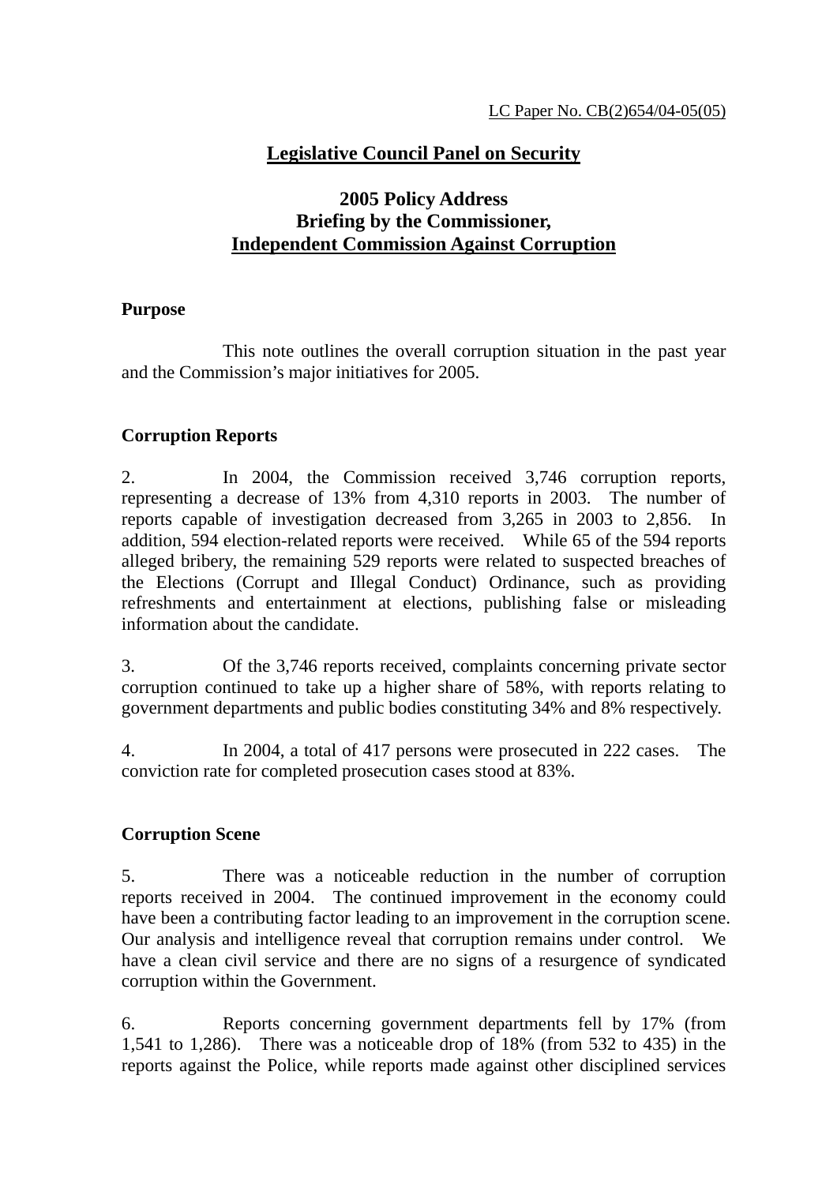LC Paper No. CB(2)654/04-05(05)

# Legislative Council Panel on Security

## 2005 Policy Address
## Briefing by the Commissioner,
## Independent Commission Against Corruption

### Purpose

This note outlines the overall corruption situation in the past year and the Commission's major initiatives for 2005.

### Corruption Reports

2. In 2004, the Commission received 3,746 corruption reports, representing a decrease of 13% from 4,310 reports in 2003. The number of reports capable of investigation decreased from 3,265 in 2003 to 2,856. In addition, 594 election-related reports were received. While 65 of the 594 reports alleged bribery, the remaining 529 reports were related to suspected breaches of the Elections (Corrupt and Illegal Conduct) Ordinance, such as providing refreshments and entertainment at elections, publishing false or misleading information about the candidate.

3. Of the 3,746 reports received, complaints concerning private sector corruption continued to take up a higher share of 58%, with reports relating to government departments and public bodies constituting 34% and 8% respectively.

4. In 2004, a total of 417 persons were prosecuted in 222 cases. The conviction rate for completed prosecution cases stood at 83%.

### Corruption Scene

5. There was a noticeable reduction in the number of corruption reports received in 2004. The continued improvement in the economy could have been a contributing factor leading to an improvement in the corruption scene. Our analysis and intelligence reveal that corruption remains under control. We have a clean civil service and there are no signs of a resurgence of syndicated corruption within the Government.

6. Reports concerning government departments fell by 17% (from 1,541 to 1,286). There was a noticeable drop of 18% (from 532 to 435) in the reports against the Police, while reports made against other disciplined services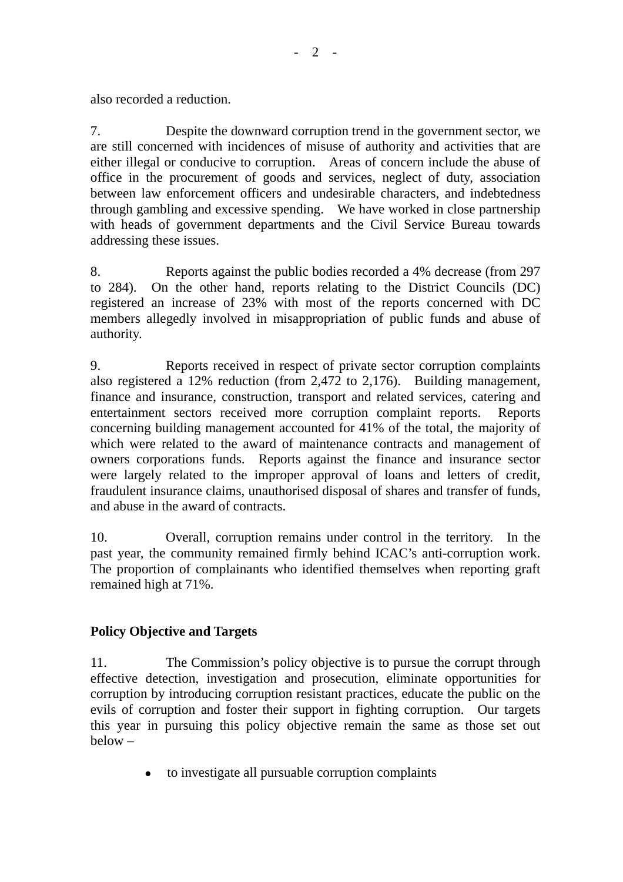also recorded a reduction.

7. Despite the downward corruption trend in the government sector, we are still concerned with incidences of misuse of authority and activities that are either illegal or conducive to corruption. Areas of concern include the abuse of office in the procurement of goods and services, neglect of duty, association between law enforcement officers and undesirable characters, and indebtedness through gambling and excessive spending. We have worked in close partnership with heads of government departments and the Civil Service Bureau towards addressing these issues.

8. Reports against the public bodies recorded a 4% decrease (from 297 to 284). On the other hand, reports relating to the District Councils (DC) registered an increase of 23% with most of the reports concerned with DC members allegedly involved in misappropriation of public funds and abuse of authority.

9. Reports received in respect of private sector corruption complaints also registered a 12% reduction (from 2,472 to 2,176). Building management, finance and insurance, construction, transport and related services, catering and entertainment sectors received more corruption complaint reports. Reports concerning building management accounted for 41% of the total, the majority of which were related to the award of maintenance contracts and management of owners corporations funds. Reports against the finance and insurance sector were largely related to the improper approval of loans and letters of credit, fraudulent insurance claims, unauthorised disposal of shares and transfer of funds, and abuse in the award of contracts.

10. Overall, corruption remains under control in the territory. In the past year, the community remained firmly behind ICAC's anti-corruption work. The proportion of complainants who identified themselves when reporting graft remained high at 71%.

## Policy Objective and Targets

11. The Commission's policy objective is to pursue the corrupt through effective detection, investigation and prosecution, eliminate opportunities for corruption by introducing corruption resistant practices, educate the public on the evils of corruption and foster their support in fighting corruption. Our targets this year in pursuing this policy objective remain the same as those set out below –

- to investigate all pursuable corruption complaints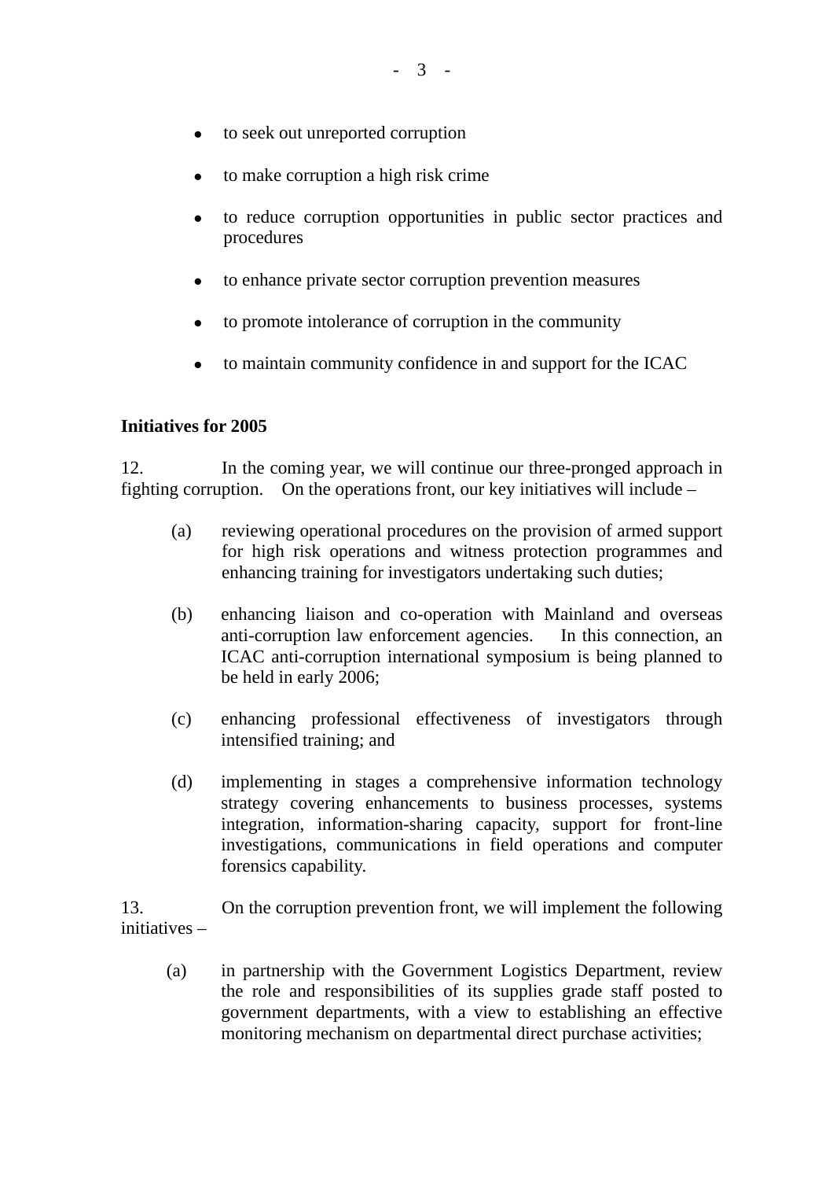- to seek out unreported corruption
- to make corruption a high risk crime
- to reduce corruption opportunities in public sector practices and procedures
- to enhance private sector corruption prevention measures
- to promote intolerance of corruption in the community
- to maintain community confidence in and support for the ICAC

**Initiatives for 2005**

12. In the coming year, we will continue our three-pronged approach in fighting corruption. On the operations front, our key initiatives will include –

(a) reviewing operational procedures on the provision of armed support for high risk operations and witness protection programmes and enhancing training for investigators undertaking such duties;

(b) enhancing liaison and co-operation with Mainland and overseas anti-corruption law enforcement agencies. In this connection, an ICAC anti-corruption international symposium is being planned to be held in early 2006;

(c) enhancing professional effectiveness of investigators through intensified training; and

(d) implementing in stages a comprehensive information technology strategy covering enhancements to business processes, systems integration, information-sharing capacity, support for front-line investigations, communications in field operations and computer forensics capability.

13. On the corruption prevention front, we will implement the following initiatives –

(a) in partnership with the Government Logistics Department, review the role and responsibilities of its supplies grade staff posted to government departments, with a view to establishing an effective monitoring mechanism on departmental direct purchase activities;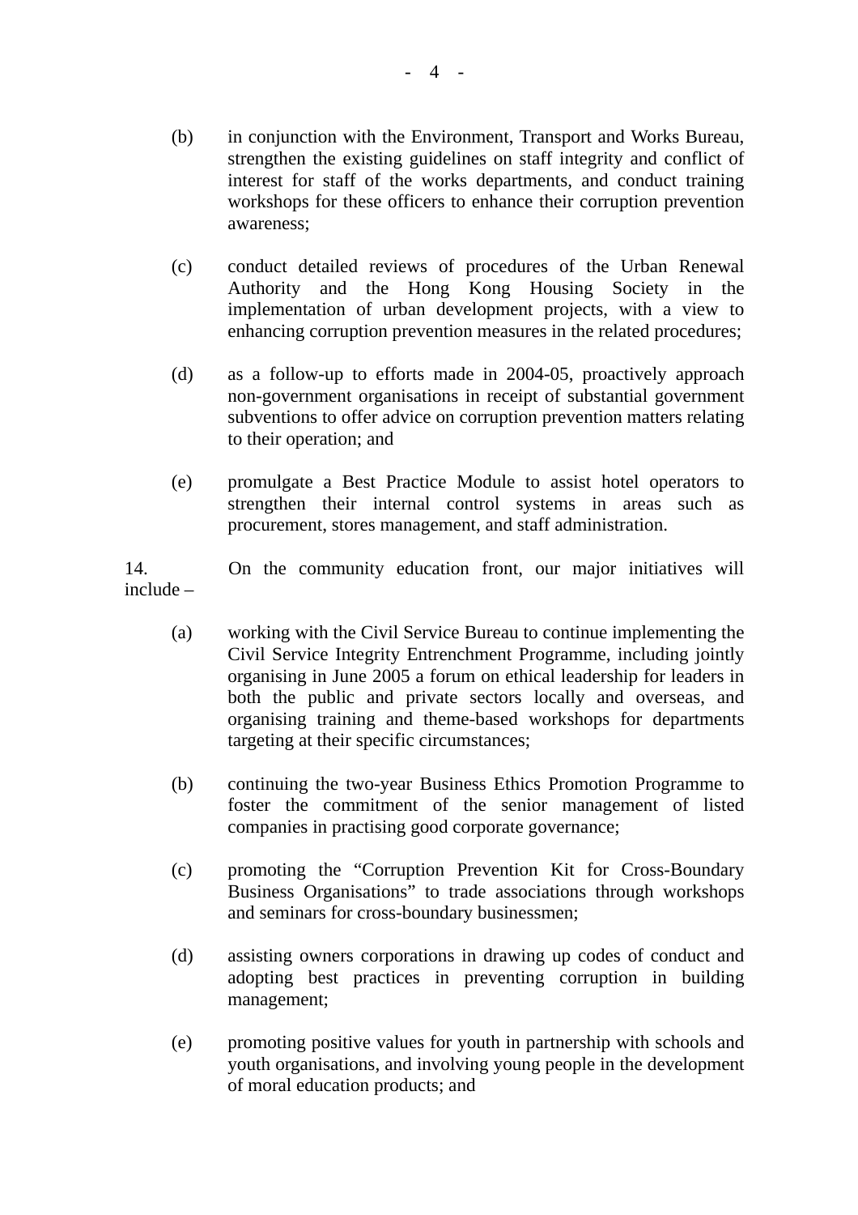(b) in conjunction with the Environment, Transport and Works Bureau, strengthen the existing guidelines on staff integrity and conflict of interest for staff of the works departments, and conduct training workshops for these officers to enhance their corruption prevention awareness;

(c) conduct detailed reviews of procedures of the Urban Renewal Authority and the Hong Kong Housing Society in the implementation of urban development projects, with a view to enhancing corruption prevention measures in the related procedures;

(d) as a follow-up to efforts made in 2004-05, proactively approach non-government organisations in receipt of substantial government subventions to offer advice on corruption prevention matters relating to their operation; and

(e) promulgate a Best Practice Module to assist hotel operators to strengthen their internal control systems in areas such as procurement, stores management, and staff administration.

14. On the community education front, our major initiatives will include –

(a) working with the Civil Service Bureau to continue implementing the Civil Service Integrity Entrenchment Programme, including jointly organising in June 2005 a forum on ethical leadership for leaders in both the public and private sectors locally and overseas, and organising training and theme-based workshops for departments targeting at their specific circumstances;

(b) continuing the two-year Business Ethics Promotion Programme to foster the commitment of the senior management of listed companies in practising good corporate governance;

(c) promoting the "Corruption Prevention Kit for Cross-Boundary Business Organisations" to trade associations through workshops and seminars for cross-boundary businessmen;

(d) assisting owners corporations in drawing up codes of conduct and adopting best practices in preventing corruption in building management;

(e) promoting positive values for youth in partnership with schools and youth organisations, and involving young people in the development of moral education products; and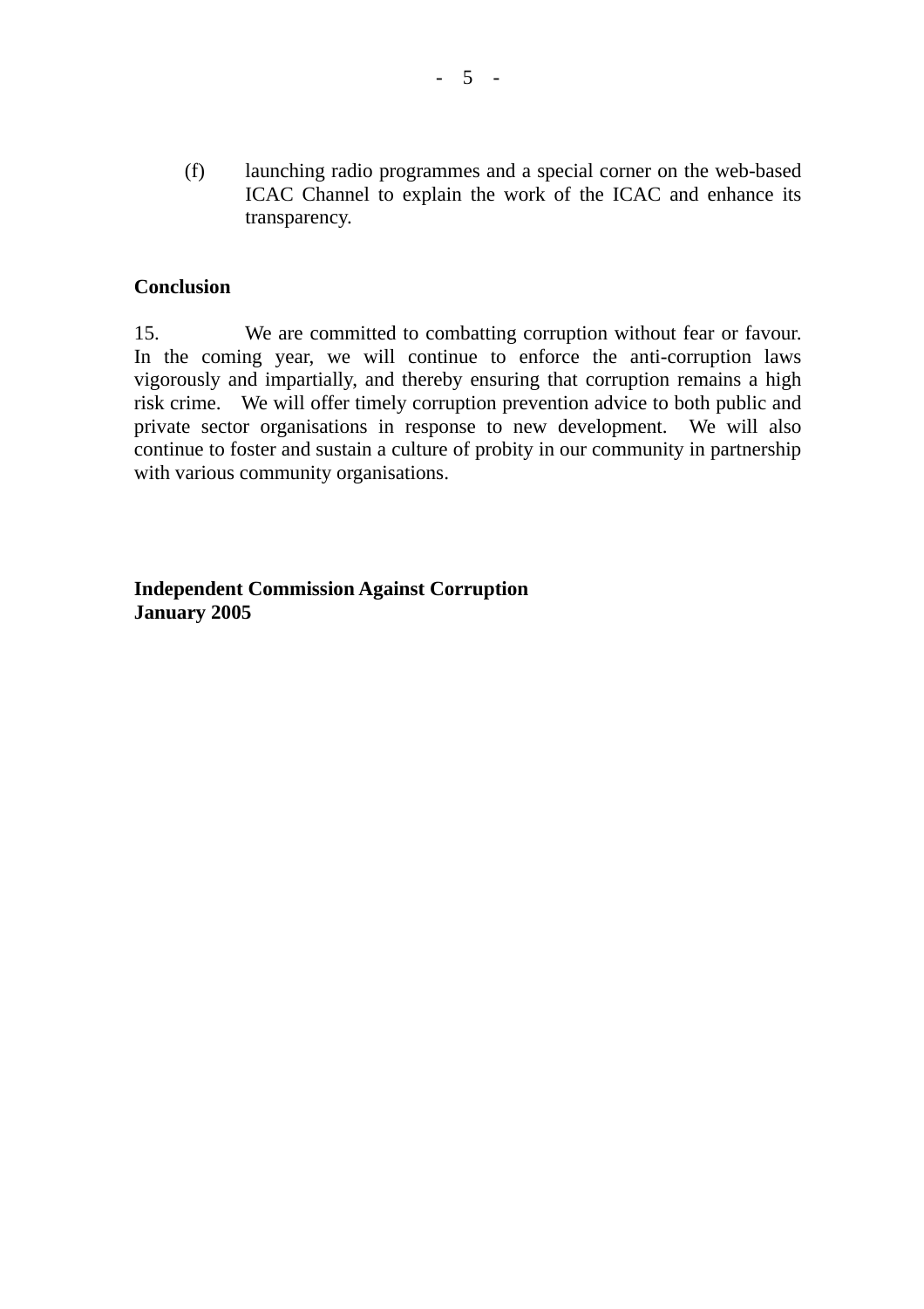(f) launching radio programmes and a special corner on the web-based ICAC Channel to explain the work of the ICAC and enhance its transparency.

**Conclusion**

15. We are committed to combatting corruption without fear or favour. In the coming year, we will continue to enforce the anti-corruption laws vigorously and impartially, and thereby ensuring that corruption remains a high risk crime. We will offer timely corruption prevention advice to both public and private sector organisations in response to new development. We will also continue to foster and sustain a culture of probity in our community in partnership with various community organisations.

**Independent Commission Against Corruption**
**January 2005**